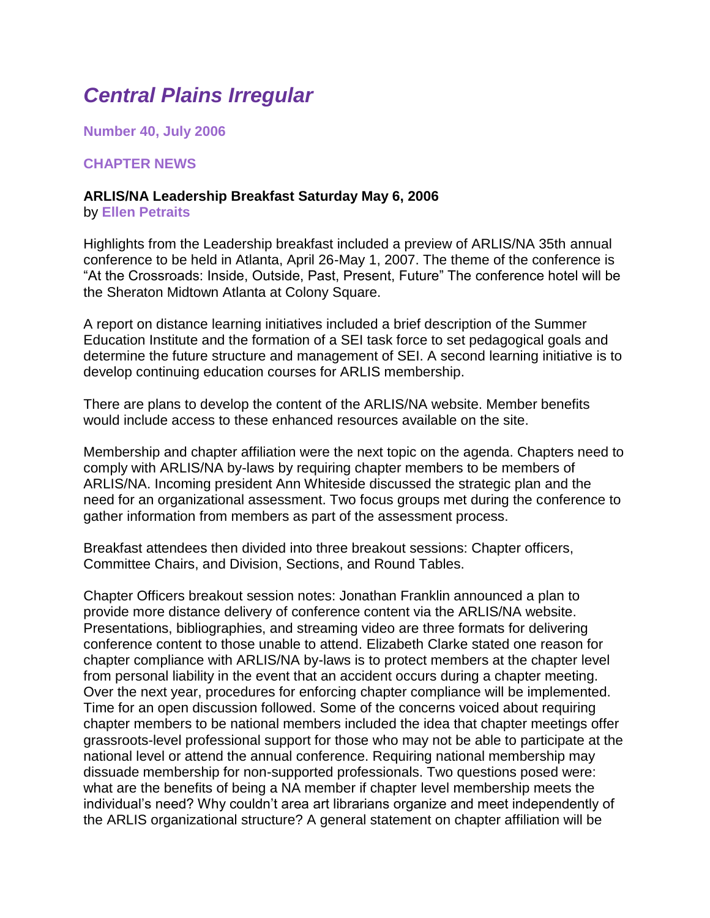# *Central Plains Irregular*

**Number 40, July 2006**

**CHAPTER NEWS**

### ARLIS/NA Leadership Breakfast Saturday May 6, 2006

by **Ellen Petraits**

Highlights from the Leadership breakfast included a preview of ARLIS/NA 35th annual conference to be held in Atlanta, April 26-May 1, 2007. The theme of the conference is "At the Crossroads: Inside, Outside, Past, Present, Future" The conference hotel will be the Sheraton Midtown Atlanta at Colony Square.

A report on distance learning initiatives included a brief description of the Summer Education Institute and the formation of a SEI task force to set pedagogical goals and determine the future structure and management of SEI. A second learning initiative is to develop continuing education courses for ARLIS membership.

There are plans to develop the content of the ARLIS/NA website. Member benefits would include access to these enhanced resources available on the site.

Membership and chapter affiliation were the next topic on the agenda. Chapters need to comply with ARLIS/NA by-laws by requiring chapter members to be members of ARLIS/NA. Incoming president Ann Whiteside discussed the strategic plan and the need for an organizational assessment. Two focus groups met during the conference to gather information from members as part of the assessment process.

Breakfast attendees then divided into three breakout sessions: Chapter officers, Committee Chairs, and Division, Sections, and Round Tables.

Chapter Officers breakout session notes: Jonathan Franklin announced a plan to provide more distance delivery of conference content via the ARLIS/NA website. Presentations, bibliographies, and streaming video are three formats for delivering conference content to those unable to attend. Elizabeth Clarke stated one reason for chapter compliance with ARLIS/NA by-laws is to protect members at the chapter level from personal liability in the event that an accident occurs during a chapter meeting. Over the next year, procedures for enforcing chapter compliance will be implemented. Time for an open discussion followed. Some of the concerns voiced about requiring chapter members to be national members included the idea that chapter meetings offer grassroots-level professional support for those who may not be able to participate at the national level or attend the annual conference. Requiring national membership may dissuade membership for non-supported professionals. Two questions posed were: what are the benefits of being a NA member if chapter level membership meets the individual's need? Why couldn't area art librarians organize and meet independently of the ARLIS organizational structure? A general statement on chapter affiliation will be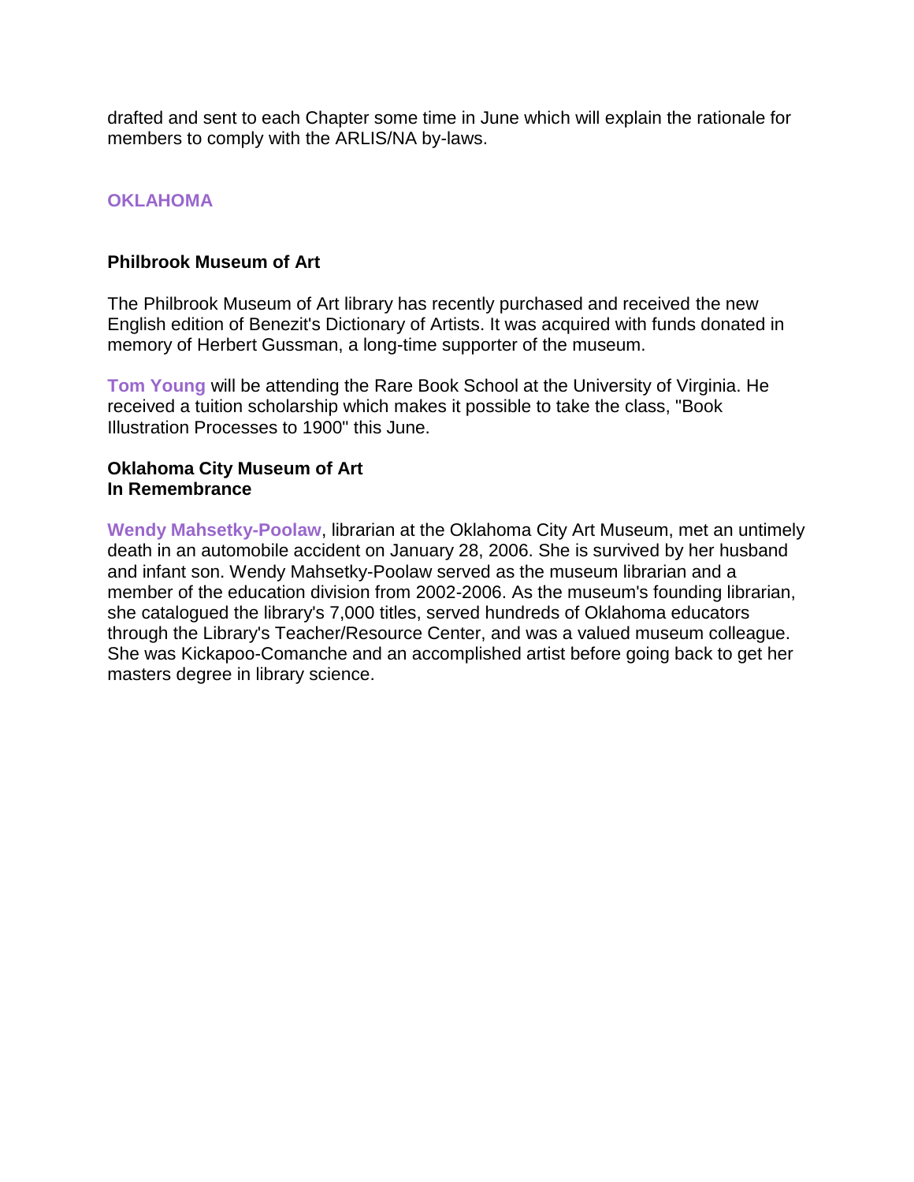drafted and sent to each Chapter some time in June which will explain the rationale for members to comply with the ARLIS/NA by-laws.

## OKLAHOMA

### Philbrook Museum of Art

The Philbrook Museum of Art library has recently purchased and received the new English edition of Benezit's Dictionary of Artists. It was acquired with funds donated in memory of Herbert Gussman, a long-time supporter of the museum.

**Tom Young** will be attending the Rare Book School at the University of Virginia. He received a tuition scholarship which makes it possible to take the class, "Book Illustration Processes to 1900" this June.

### Oklahoma City Museum of Art
### In Remembrance

**Wendy Mahsetky-Poolaw**, librarian at the Oklahoma City Art Museum, met an untimely death in an automobile accident on January 28, 2006. She is survived by her husband and infant son. Wendy Mahsetky-Poolaw served as the museum librarian and a member of the education division from 2002-2006. As the museum's founding librarian, she catalogued the library's 7,000 titles, served hundreds of Oklahoma educators through the Library's Teacher/Resource Center, and was a valued museum colleague. She was Kickapoo-Comanche and an accomplished artist before going back to get her masters degree in library science.